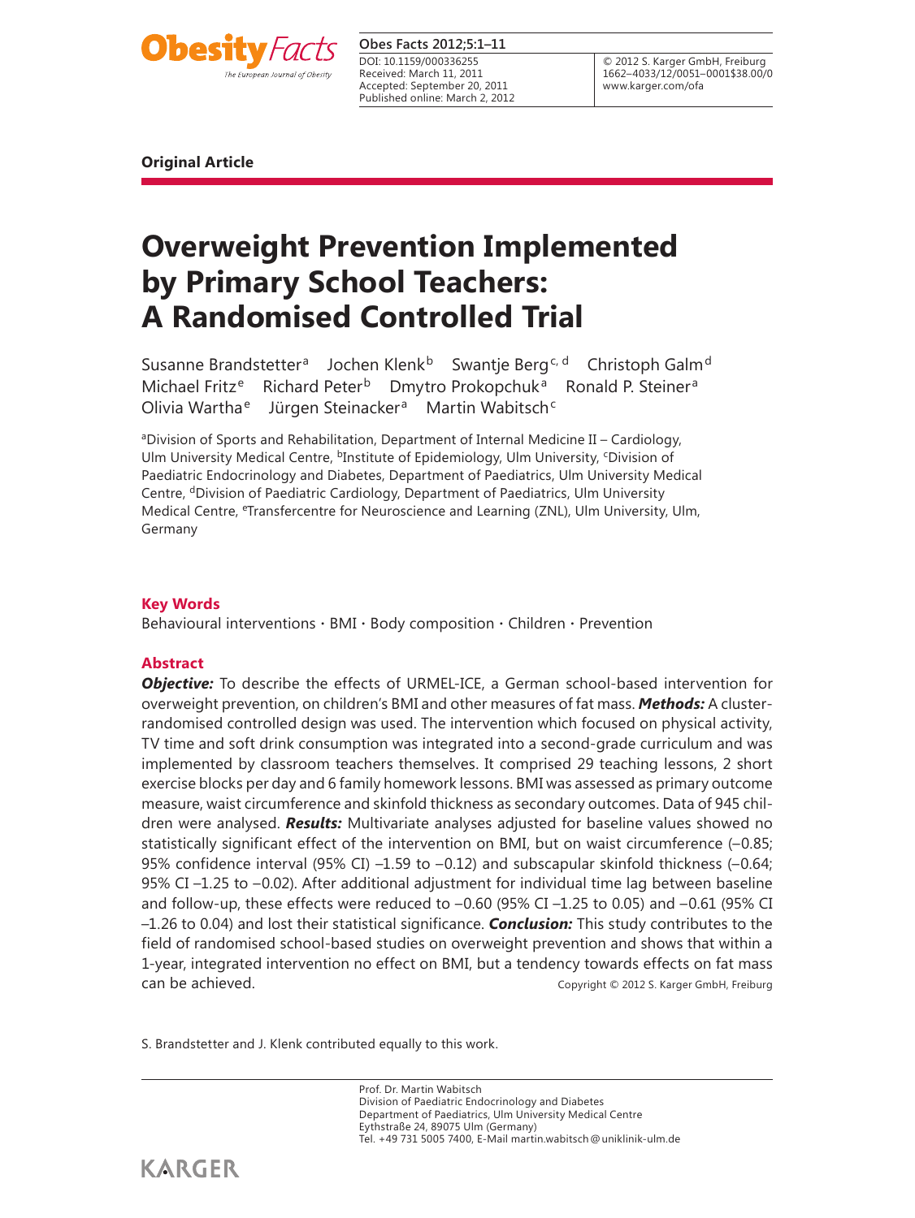**Original Article**

# Overweight Prevention Implemented by Primary School Teachers: A Randomised Controlled Trial

Susanne Brandstetter[a] Jochen Klenk[b] Swantje Berg[c, d] Christoph Galm[d] Michael Fritz[e] Richard Peter[b] Dmytro Prokopchuk[a] Ronald P. Steiner[a] Olivia Wartha[e] Jürgen Steinacker[a] Martin Wabitsch[c]

[a]Division of Sports and Rehabilitation, Department of Internal Medicine II – Cardiology, Ulm University Medical Centre, [b]Institute of Epidemiology, Ulm University, [c]Division of Paediatric Endocrinology and Diabetes, Department of Paediatrics, Ulm University Medical Centre, [d]Division of Paediatric Cardiology, Department of Paediatrics, Ulm University Medical Centre, [e]Transfercentre for Neuroscience and Learning (ZNL), Ulm University, Ulm, Germany

## Key Words

Behavioural interventions · BMI · Body composition · Children · Prevention

## Abstract

***Objective:*** To describe the effects of URMEL-ICE, a German school-based intervention for overweight prevention, on children's BMI and other measures of fat mass. ***Methods:*** A cluster-randomised controlled design was used. The intervention which focused on physical activity, TV time and soft drink consumption was integrated into a second-grade curriculum and was implemented by classroom teachers themselves. It comprised 29 teaching lessons, 2 short exercise blocks per day and 6 family homework lessons. BMI was assessed as primary outcome measure, waist circumference and skinfold thickness as secondary outcomes. Data of 945 children were analysed. ***Results:*** Multivariate analyses adjusted for baseline values showed no statistically significant effect of the intervention on BMI, but on waist circumference (–0.85; 95% confidence interval (95% CI) –1.59 to –0.12) and subscapular skinfold thickness (–0.64; 95% CI –1.25 to –0.02). After additional adjustment for individual time lag between baseline and follow-up, these effects were reduced to –0.60 (95% CI –1.25 to 0.05) and –0.61 (95% CI –1.26 to 0.04) and lost their statistical significance. ***Conclusion:*** This study contributes to the field of randomised school-based studies on overweight prevention and shows that within a 1-year, integrated intervention no effect on BMI, but a tendency towards effects on fat mass can be achieved.

Copyright © 2012 S. Karger GmbH, Freiburg

S. Brandstetter and J. Klenk contributed equally to this work.

Prof. Dr. Martin Wabitsch
Division of Paediatric Endocrinology and Diabetes
Department of Paediatrics, Ulm University Medical Centre
Eythstraße 24, 89075 Ulm (Germany)
Tel. +49 731 5005 7400, E-Mail martin.wabitsch@uniklinik-ulm.de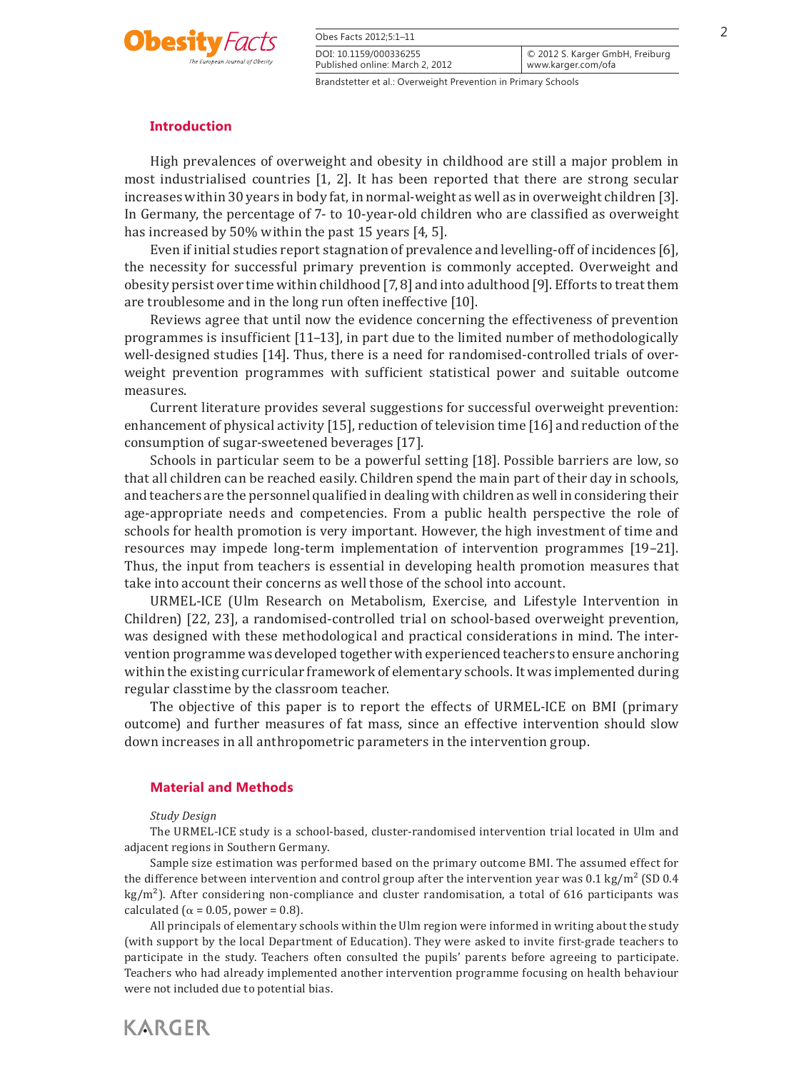## Introduction

High prevalences of overweight and obesity in childhood are still a major problem in most industrialised countries [1, 2]. It has been reported that there are strong secular increases within 30 years in body fat, in normal-weight as well as in overweight children [3]. In Germany, the percentage of 7- to 10-year-old children who are classified as overweight has increased by 50% within the past 15 years [4, 5].

Even if initial studies report stagnation of prevalence and levelling-off of incidences [6], the necessity for successful primary prevention is commonly accepted. Overweight and obesity persist over time within childhood [7, 8] and into adulthood [9]. Efforts to treat them are troublesome and in the long run often ineffective [10].

Reviews agree that until now the evidence concerning the effectiveness of prevention programmes is insufficient [11–13], in part due to the limited number of methodologically well-designed studies [14]. Thus, there is a need for randomised-controlled trials of overweight prevention programmes with sufficient statistical power and suitable outcome measures.

Current literature provides several suggestions for successful overweight prevention: enhancement of physical activity [15], reduction of television time [16] and reduction of the consumption of sugar-sweetened beverages [17].

Schools in particular seem to be a powerful setting [18]. Possible barriers are low, so that all children can be reached easily. Children spend the main part of their day in schools, and teachers are the personnel qualified in dealing with children as well in considering their age-appropriate needs and competencies. From a public health perspective the role of schools for health promotion is very important. However, the high investment of time and resources may impede long-term implementation of intervention programmes [19–21]. Thus, the input from teachers is essential in developing health promotion measures that take into account their concerns as well those of the school into account.

URMEL-ICE (Ulm Research on Metabolism, Exercise, and Lifestyle Intervention in Children) [22, 23], a randomised-controlled trial on school-based overweight prevention, was designed with these methodological and practical considerations in mind. The intervention programme was developed together with experienced teachers to ensure anchoring within the existing curricular framework of elementary schools. It was implemented during regular classtime by the classroom teacher.

The objective of this paper is to report the effects of URMEL-ICE on BMI (primary outcome) and further measures of fat mass, since an effective intervention should slow down increases in all anthropometric parameters in the intervention group.

## Material and Methods

*Study Design*

The URMEL-ICE study is a school-based, cluster-randomised intervention trial located in Ulm and adjacent regions in Southern Germany.

Sample size estimation was performed based on the primary outcome BMI. The assumed effect for the difference between intervention and control group after the intervention year was 0.1 kg/m$^2$ (SD 0.4 kg/m$^2$). After considering non-compliance and cluster randomisation, a total of 616 participants was calculated ($\alpha = 0.05$, power = 0.8).

All principals of elementary schools within the Ulm region were informed in writing about the study (with support by the local Department of Education). They were asked to invite first-grade teachers to participate in the study. Teachers often consulted the pupils' parents before agreeing to participate. Teachers who had already implemented another intervention programme focusing on health behaviour were not included due to potential bias.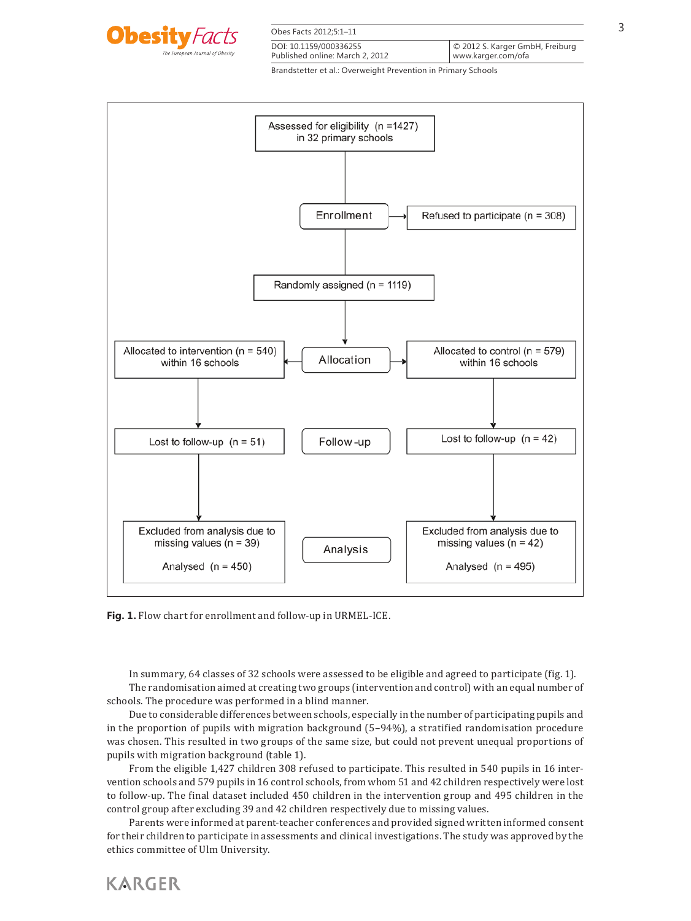Assessed for eligibility (n = 1427) in 32 primary schools

Enrollment → Refused to participate (n = 308)

Randomly assigned (n = 1119)

Allocation

Allocated to intervention (n = 540) within 16 schools | Allocated to control (n = 579) within 16 schools

Follow-up

Lost to follow-up (n = 51) | Lost to follow-up (n = 42)

Analysis

Excluded from analysis due to missing values (n = 39)

Analysed (n = 450)

Excluded from analysis due to missing values (n = 42)

Analysed (n = 495)

**Fig. 1.** Flow chart for enrollment and follow-up in URMEL-ICE.

In summary, 64 classes of 32 schools were assessed to be eligible and agreed to participate (fig. 1).

The randomisation aimed at creating two groups (intervention and control) with an equal number of schools. The procedure was performed in a blind manner.

Due to considerable differences between schools, especially in the number of participating pupils and in the proportion of pupils with migration background (5–94%), a stratified randomisation procedure was chosen. This resulted in two groups of the same size, but could not prevent unequal proportions of pupils with migration background (table 1).

From the eligible 1,427 children 308 refused to participate. This resulted in 540 pupils in 16 intervention schools and 579 pupils in 16 control schools, from whom 51 and 42 children respectively were lost to follow-up. The final dataset included 450 children in the intervention group and 495 children in the control group after excluding 39 and 42 children respectively due to missing values.

Parents were informed at parent-teacher conferences and provided signed written informed consent for their children to participate in assessments and clinical investigations. The study was approved by the ethics committee of Ulm University.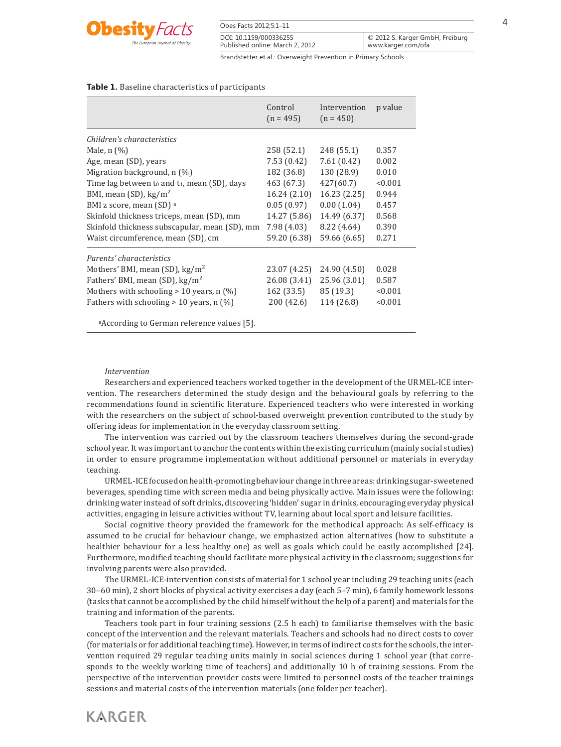**Table 1.** Baseline characteristics of participants

| | Control (n = 495) | Intervention (n = 450) | p value |
|---|---|---|---|
| *Children's characteristics* | | | |
| Male, n (%) | 258 (52.1) | 248 (55.1) | 0.357 |
| Age, mean (SD), years | 7.53 (0.42) | 7.61 (0.42) | 0.002 |
| Migration background, n (%) | 182 (36.8) | 130 (28.9) | 0.010 |
| Time lag between $t_0$ and $t_1$, mean (SD), days | 463 (67.3) | 427(60.7) | <0.001 |
| BMI, mean (SD), kg/m$^2$ | 16.24 (2.10) | 16.23 (2.25) | 0.944 |
| BMI z score, mean (SD) [a] | 0.05 (0.97) | 0.00 (1.04) | 0.457 |
| Skinfold thickness triceps, mean (SD), mm | 14.27 (5.86) | 14.49 (6.37) | 0.568 |
| Skinfold thickness subscapular, mean (SD), mm | 7.98 (4.03) | 8.22 (4.64) | 0.390 |
| Waist circumference, mean (SD), cm | 59.20 (6.38) | 59.66 (6.65) | 0.271 |
| *Parents' characteristics* | | | |
| Mothers' BMI, mean (SD), kg/m$^2$ | 23.07 (4.25) | 24.90 (4.50) | 0.028 |
| Fathers' BMI, mean (SD), kg/m$^2$ | 26.08 (3.41) | 25.96 (3.01) | 0.587 |
| Mothers with schooling > 10 years, n (%) | 162 (33.5) | 85 (19.3) | <0.001 |
| Fathers with schooling > 10 years, n (%) | 200 (42.6) | 114 (26.8) | <0.001 |

[a]According to German reference values [5].

*Intervention*

Researchers and experienced teachers worked together in the development of the URMEL-ICE intervention. The researchers determined the study design and the behavioural goals by referring to the recommendations found in scientific literature. Experienced teachers who were interested in working with the researchers on the subject of school-based overweight prevention contributed to the study by offering ideas for implementation in the everyday classroom setting.

The intervention was carried out by the classroom teachers themselves during the second-grade school year. It was important to anchor the contents within the existing curriculum (mainly social studies) in order to ensure programme implementation without additional personnel or materials in everyday teaching.

URMEL-ICE focused on health-promoting behaviour change in three areas: drinking sugar-sweetened beverages, spending time with screen media and being physically active. Main issues were the following: drinking water instead of soft drinks, discovering 'hidden' sugar in drinks, encouraging everyday physical activities, engaging in leisure activities without TV, learning about local sport and leisure facilities.

Social cognitive theory provided the framework for the methodical approach: As self-efficacy is assumed to be crucial for behaviour change, we emphasized action alternatives (how to substitute a healthier behaviour for a less healthy one) as well as goals which could be easily accomplished [24]. Furthermore, modified teaching should facilitate more physical activity in the classroom; suggestions for involving parents were also provided.

The URMEL-ICE-intervention consists of material for 1 school year including 29 teaching units (each 30–60 min), 2 short blocks of physical activity exercises a day (each 5–7 min), 6 family homework lessons (tasks that cannot be accomplished by the child himself without the help of a parent) and materials for the training and information of the parents.

Teachers took part in four training sessions (2.5 h each) to familiarise themselves with the basic concept of the intervention and the relevant materials. Teachers and schools had no direct costs to cover (for materials or for additional teaching time). However, in terms of indirect costs for the schools, the intervention required 29 regular teaching units mainly in social sciences during 1 school year (that corresponds to the weekly working time of teachers) and additionally 10 h of training sessions. From the perspective of the intervention provider costs were limited to personnel costs of the teacher trainings sessions and material costs of the intervention materials (one folder per teacher).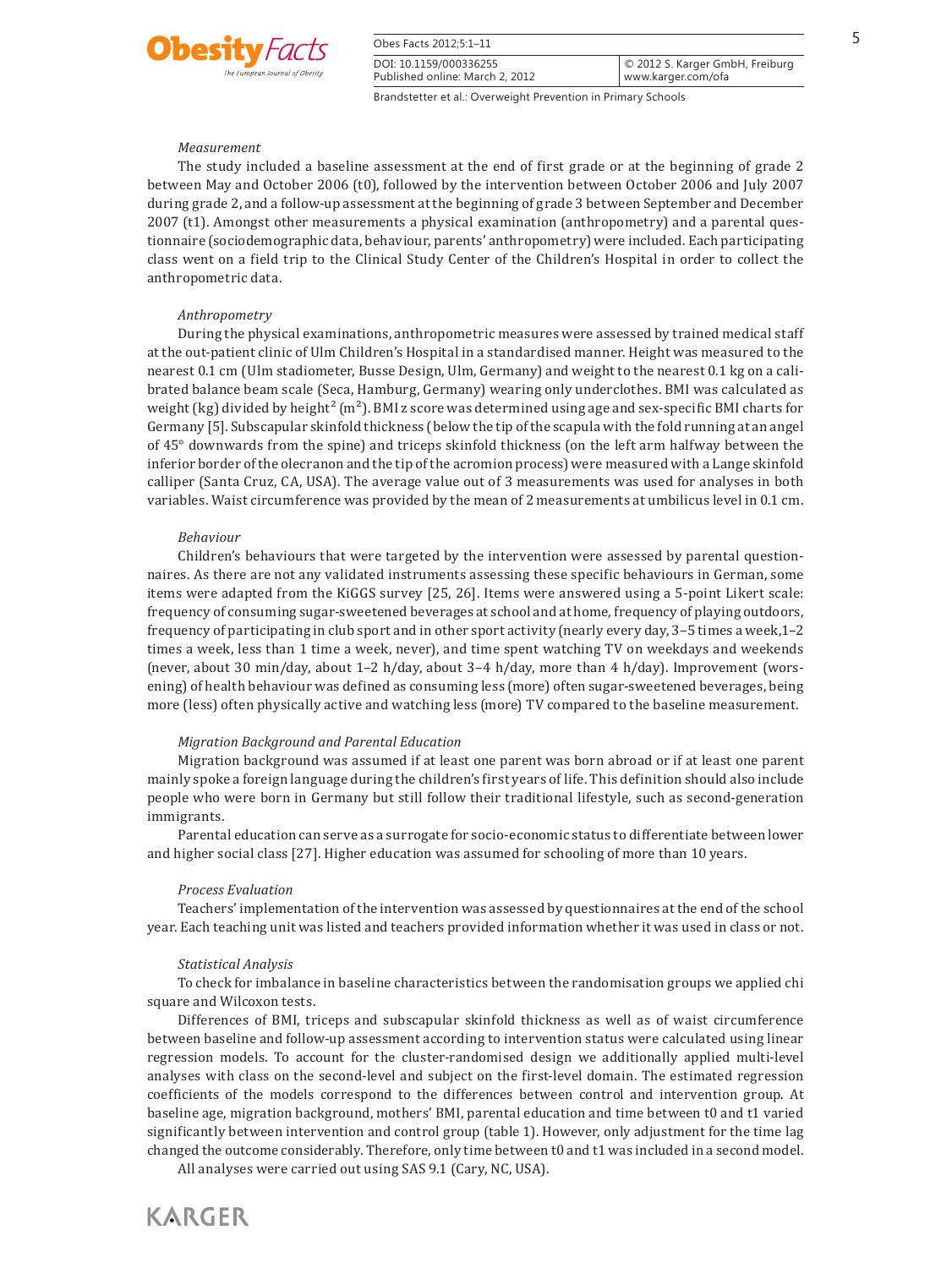*Measurement*

The study included a baseline assessment at the end of first grade or at the beginning of grade 2 between May and October 2006 (t0), followed by the intervention between October 2006 and July 2007 during grade 2, and a follow-up assessment at the beginning of grade 3 between September and December 2007 (t1). Amongst other measurements a physical examination (anthropometry) and a parental questionnaire (sociodemographic data, behaviour, parents' anthropometry) were included. Each participating class went on a field trip to the Clinical Study Center of the Children's Hospital in order to collect the anthropometric data.

*Anthropometry*

During the physical examinations, anthropometric measures were assessed by trained medical staff at the out-patient clinic of Ulm Children's Hospital in a standardised manner. Height was measured to the nearest 0.1 cm (Ulm stadiometer, Busse Design, Ulm, Germany) and weight to the nearest 0.1 kg on a calibrated balance beam scale (Seca, Hamburg, Germany) wearing only underclothes. BMI was calculated as weight (kg) divided by height$^2$ (m$^2$). BMI z score was determined using age and sex-specific BMI charts for Germany [5]. Subscapular skinfold thickness (below the tip of the scapula with the fold running at an angel of 45° downwards from the spine) and triceps skinfold thickness (on the left arm halfway between the inferior border of the olecranon and the tip of the acromion process) were measured with a Lange skinfold calliper (Santa Cruz, CA, USA). The average value out of 3 measurements was used for analyses in both variables. Waist circumference was provided by the mean of 2 measurements at umbilicus level in 0.1 cm.

*Behaviour*

Children's behaviours that were targeted by the intervention were assessed by parental questionnaires. As there are not any validated instruments assessing these specific behaviours in German, some items were adapted from the KiGGS survey [25, 26]. Items were answered using a 5-point Likert scale: frequency of consuming sugar-sweetened beverages at school and at home, frequency of playing outdoors, frequency of participating in club sport and in other sport activity (nearly every day, 3–5 times a week, 1–2 times a week, less than 1 time a week, never), and time spent watching TV on weekdays and weekends (never, about 30 min/day, about 1–2 h/day, about 3–4 h/day, more than 4 h/day). Improvement (worsening) of health behaviour was defined as consuming less (more) often sugar-sweetened beverages, being more (less) often physically active and watching less (more) TV compared to the baseline measurement.

*Migration Background and Parental Education*

Migration background was assumed if at least one parent was born abroad or if at least one parent mainly spoke a foreign language during the children's first years of life. This definition should also include people who were born in Germany but still follow their traditional lifestyle, such as second-generation immigrants.

Parental education can serve as a surrogate for socio-economic status to differentiate between lower and higher social class [27]. Higher education was assumed for schooling of more than 10 years.

*Process Evaluation*

Teachers' implementation of the intervention was assessed by questionnaires at the end of the school year. Each teaching unit was listed and teachers provided information whether it was used in class or not.

*Statistical Analysis*

To check for imbalance in baseline characteristics between the randomisation groups we applied chi square and Wilcoxon tests.

Differences of BMI, triceps and subscapular skinfold thickness as well as of waist circumference between baseline and follow-up assessment according to intervention status were calculated using linear regression models. To account for the cluster-randomised design we additionally applied multi-level analyses with class on the second-level and subject on the first-level domain. The estimated regression coefficients of the models correspond to the differences between control and intervention group. At baseline age, migration background, mothers' BMI, parental education and time between t0 and t1 varied significantly between intervention and control group (table 1). However, only adjustment for the time lag changed the outcome considerably. Therefore, only time between t0 and t1 was included in a second model.

All analyses were carried out using SAS 9.1 (Cary, NC, USA).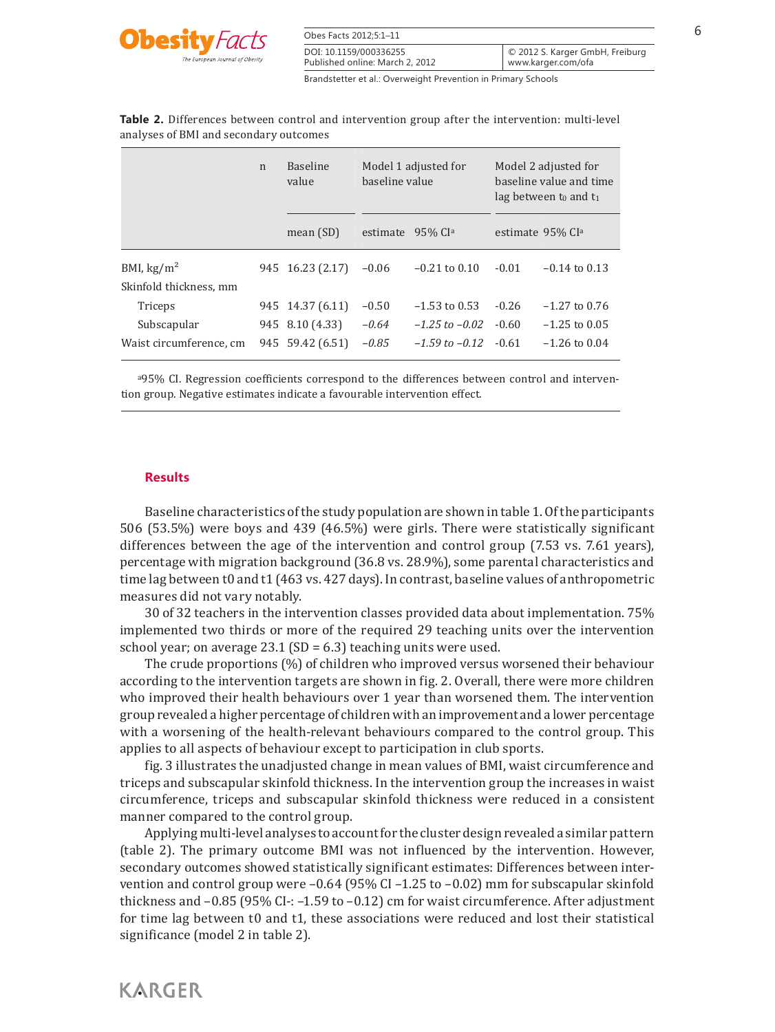**Table 2.** Differences between control and intervention group after the intervention: multi-level analyses of BMI and secondary outcomes

| | n | Baseline value | Model 1 adjusted for baseline value | | Model 2 adjusted for baseline value and time lag between $t_0$ and $t_1$ | |
|---|---|---|---|---|---|---|
| | | mean (SD) | estimate | 95% CI[a] | estimate | 95% CI[a] |
| BMI, kg/m$^2$ | 945 | 16.23 (2.17) | −0.06 | −0.21 to 0.10 | -0.01 | −0.14 to 0.13 |
| Skinfold thickness, mm | | | | | | |
| Triceps | 945 | 14.37 (6.11) | −0.50 | −1.53 to 0.53 | -0.26 | −1.27 to 0.76 |
| Subscapular | 945 | 8.10 (4.33) | *−0.64* | *−1.25 to −0.02* | -0.60 | −1.25 to 0.05 |
| Waist circumference, cm | 945 | 59.42 (6.51) | *−0.85* | *−1.59 to −0.12* | -0.61 | −1.26 to 0.04 |

[a]95% CI. Regression coefficients correspond to the differences between control and intervention group. Negative estimates indicate a favourable intervention effect.

## Results

Baseline characteristics of the study population are shown in table 1. Of the participants 506 (53.5%) were boys and 439 (46.5%) were girls. There were statistically significant differences between the age of the intervention and control group (7.53 vs. 7.61 years), percentage with migration background (36.8 vs. 28.9%), some parental characteristics and time lag between t0 and t1 (463 vs. 427 days). In contrast, baseline values of anthropometric measures did not vary notably.

30 of 32 teachers in the intervention classes provided data about implementation. 75% implemented two thirds or more of the required 29 teaching units over the intervention school year; on average 23.1 (SD = 6.3) teaching units were used.

The crude proportions (%) of children who improved versus worsened their behaviour according to the intervention targets are shown in fig. 2. Overall, there were more children who improved their health behaviours over 1 year than worsened them. The intervention group revealed a higher percentage of children with an improvement and a lower percentage with a worsening of the health-relevant behaviours compared to the control group. This applies to all aspects of behaviour except to participation in club sports.

fig. 3 illustrates the unadjusted change in mean values of BMI, waist circumference and triceps and subscapular skinfold thickness. In the intervention group the increases in waist circumference, triceps and subscapular skinfold thickness were reduced in a consistent manner compared to the control group.

Applying multi-level analyses to account for the cluster design revealed a similar pattern (table 2). The primary outcome BMI was not influenced by the intervention. However, secondary outcomes showed statistically significant estimates: Differences between intervention and control group were –0.64 (95% CI –1.25 to –0.02) mm for subscapular skinfold thickness and –0.85 (95% CI-: –1.59 to –0.12) cm for waist circumference. After adjustment for time lag between t0 and t1, these associations were reduced and lost their statistical significance (model 2 in table 2).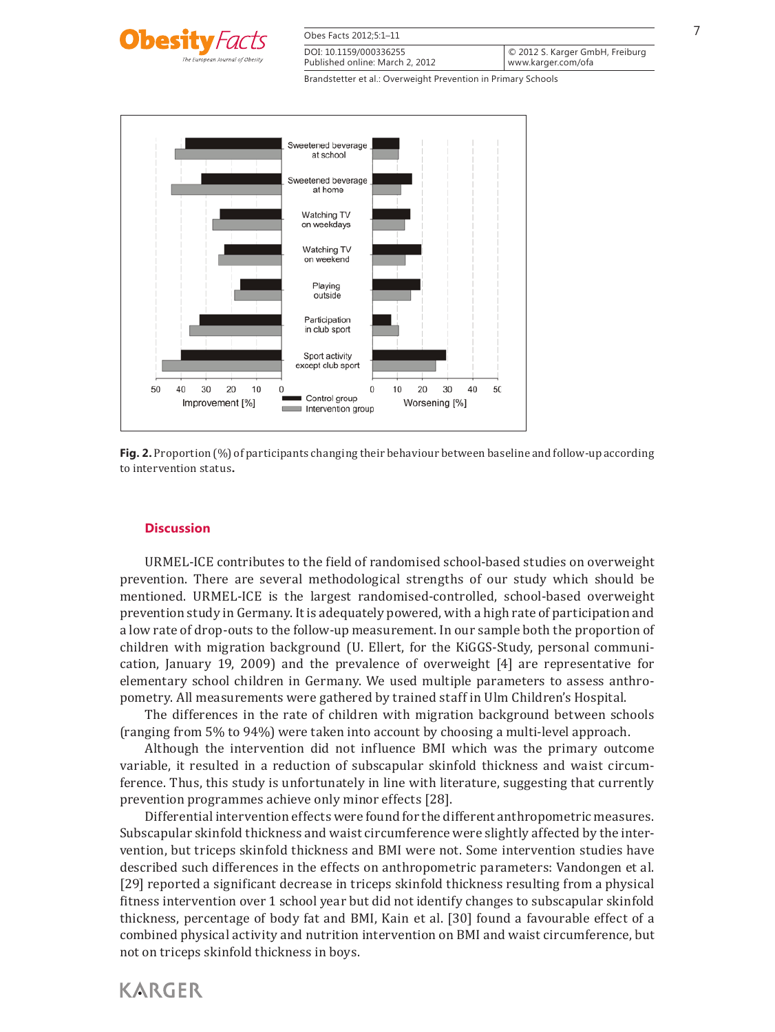Fig. 2. Proportion (%) of participants changing their behaviour between baseline and follow-up according to intervention status.

## Discussion

URMEL-ICE contributes to the field of randomised school-based studies on overweight prevention. There are several methodological strengths of our study which should be mentioned. URMEL-ICE is the largest randomised-controlled, school-based overweight prevention study in Germany. It is adequately powered, with a high rate of participation and a low rate of drop-outs to the follow-up measurement. In our sample both the proportion of children with migration background (U. Ellert, for the KiGGS-Study, personal communication, January 19, 2009) and the prevalence of overweight [4] are representative for elementary school children in Germany. We used multiple parameters to assess anthropometry. All measurements were gathered by trained staff in Ulm Children's Hospital.

The differences in the rate of children with migration background between schools (ranging from 5% to 94%) were taken into account by choosing a multi-level approach.

Although the intervention did not influence BMI which was the primary outcome variable, it resulted in a reduction of subscapular skinfold thickness and waist circumference. Thus, this study is unfortunately in line with literature, suggesting that currently prevention programmes achieve only minor effects [28].

Differential intervention effects were found for the different anthropometric measures. Subscapular skinfold thickness and waist circumference were slightly affected by the intervention, but triceps skinfold thickness and BMI were not. Some intervention studies have described such differences in the effects on anthropometric parameters: Vandongen et al. [29] reported a significant decrease in triceps skinfold thickness resulting from a physical fitness intervention over 1 school year but did not identify changes to subscapular skinfold thickness, percentage of body fat and BMI, Kain et al. [30] found a favourable effect of a combined physical activity and nutrition intervention on BMI and waist circumference, but not on triceps skinfold thickness in boys.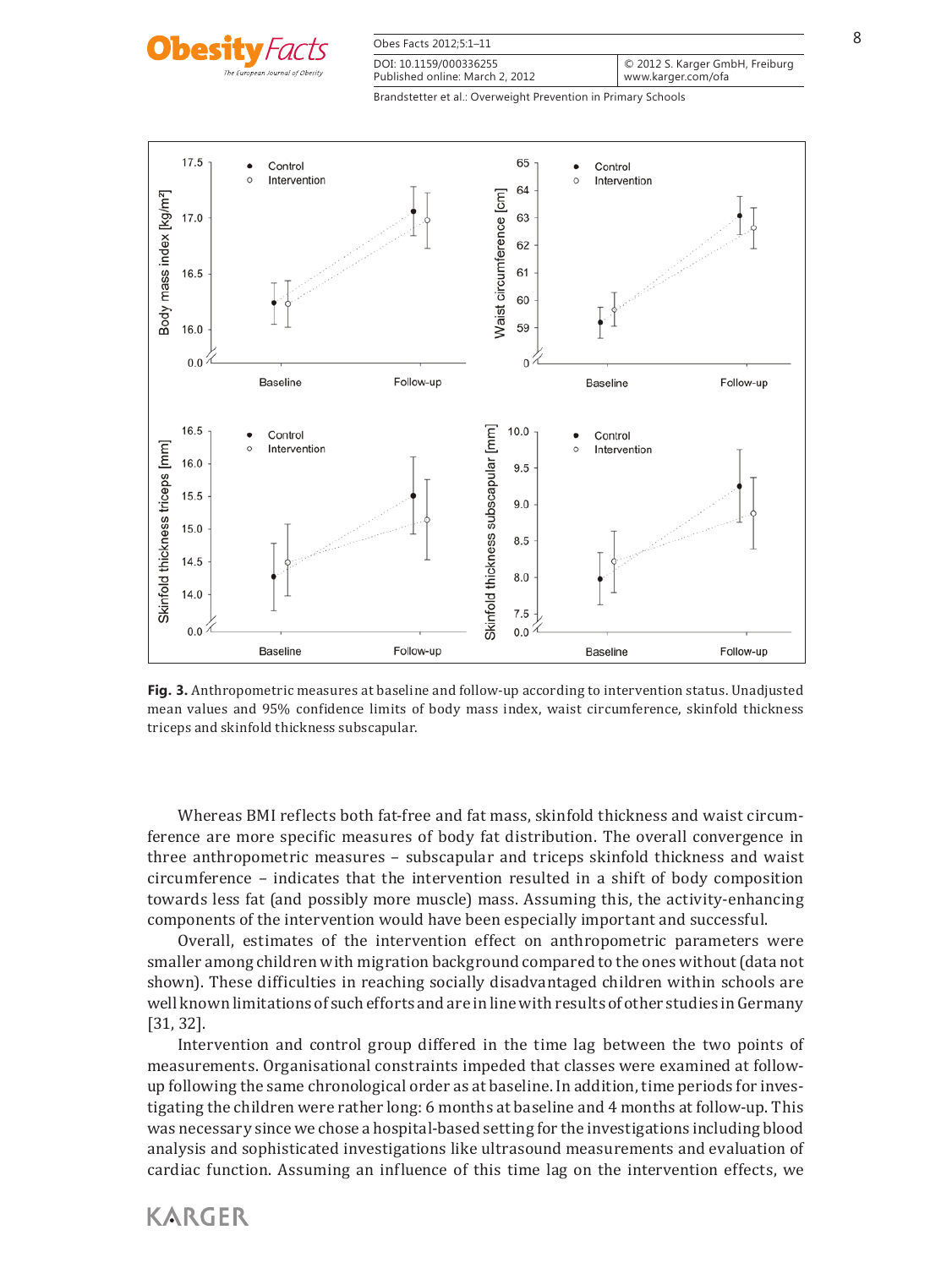**Fig. 3.** Anthropometric measures at baseline and follow-up according to intervention status. Unadjusted mean values and 95% confidence limits of body mass index, waist circumference, skinfold thickness triceps and skinfold thickness subscapular.

Whereas BMI reflects both fat-free and fat mass, skinfold thickness and waist circumference are more specific measures of body fat distribution. The overall convergence in three anthropometric measures – subscapular and triceps skinfold thickness and waist circumference – indicates that the intervention resulted in a shift of body composition towards less fat (and possibly more muscle) mass. Assuming this, the activity-enhancing components of the intervention would have been especially important and successful.

Overall, estimates of the intervention effect on anthropometric parameters were smaller among children with migration background compared to the ones without (data not shown). These difficulties in reaching socially disadvantaged children within schools are well known limitations of such efforts and are in line with results of other studies in Germany [31, 32].

Intervention and control group differed in the time lag between the two points of measurements. Organisational constraints impeded that classes were examined at follow-up following the same chronological order as at baseline. In addition, time periods for investigating the children were rather long: 6 months at baseline and 4 months at follow-up. This was necessary since we chose a hospital-based setting for the investigations including blood analysis and sophisticated investigations like ultrasound measurements and evaluation of cardiac function. Assuming an influence of this time lag on the intervention effects, we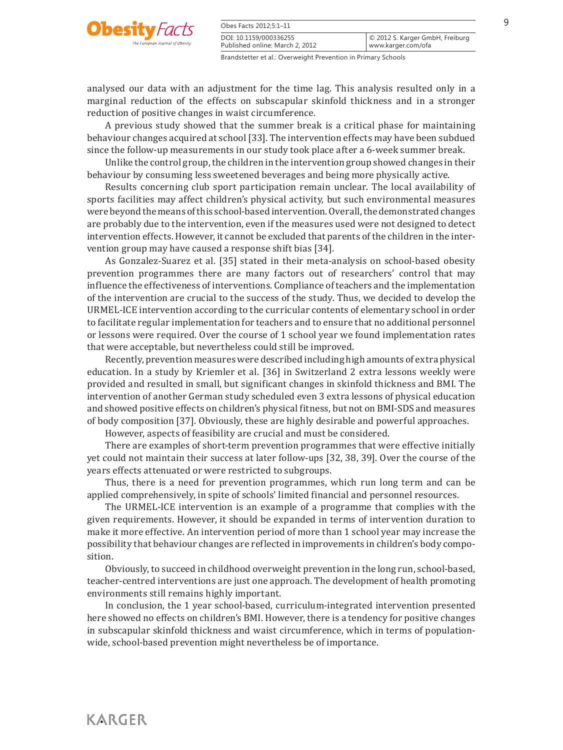analysed our data with an adjustment for the time lag. This analysis resulted only in a marginal reduction of the effects on subscapular skinfold thickness and in a stronger reduction of positive changes in waist circumference.

A previous study showed that the summer break is a critical phase for maintaining behaviour changes acquired at school [33]. The intervention effects may have been subdued since the follow-up measurements in our study took place after a 6-week summer break.

Unlike the control group, the children in the intervention group showed changes in their behaviour by consuming less sweetened beverages and being more physically active.

Results concerning club sport participation remain unclear. The local availability of sports facilities may affect children's physical activity, but such environmental measures were beyond the means of this school-based intervention. Overall, the demonstrated changes are probably due to the intervention, even if the measures used were not designed to detect intervention effects. However, it cannot be excluded that parents of the children in the intervention group may have caused a response shift bias [34].

As Gonzalez-Suarez et al. [35] stated in their meta-analysis on school-based obesity prevention programmes there are many factors out of researchers' control that may influence the effectiveness of interventions. Compliance of teachers and the implementation of the intervention are crucial to the success of the study. Thus, we decided to develop the URMEL-ICE intervention according to the curricular contents of elementary school in order to facilitate regular implementation for teachers and to ensure that no additional personnel or lessons were required. Over the course of 1 school year we found implementation rates that were acceptable, but nevertheless could still be improved.

Recently, prevention measures were described including high amounts of extra physical education. In a study by Kriemler et al. [36] in Switzerland 2 extra lessons weekly were provided and resulted in small, but significant changes in skinfold thickness and BMI. The intervention of another German study scheduled even 3 extra lessons of physical education and showed positive effects on children's physical fitness, but not on BMI-SDS and measures of body composition [37]. Obviously, these are highly desirable and powerful approaches.

However, aspects of feasibility are crucial and must be considered.

There are examples of short-term prevention programmes that were effective initially yet could not maintain their success at later follow-ups [32, 38, 39]. Over the course of the years effects attenuated or were restricted to subgroups.

Thus, there is a need for prevention programmes, which run long term and can be applied comprehensively, in spite of schools' limited financial and personnel resources.

The URMEL-ICE intervention is an example of a programme that complies with the given requirements. However, it should be expanded in terms of intervention duration to make it more effective. An intervention period of more than 1 school year may increase the possibility that behaviour changes are reflected in improvements in children's body composition.

Obviously, to succeed in childhood overweight prevention in the long run, school-based, teacher-centred interventions are just one approach. The development of health promoting environments still remains highly important.

In conclusion, the 1 year school-based, curriculum-integrated intervention presented here showed no effects on children's BMI. However, there is a tendency for positive changes in subscapular skinfold thickness and waist circumference, which in terms of population-wide, school-based prevention might nevertheless be of importance.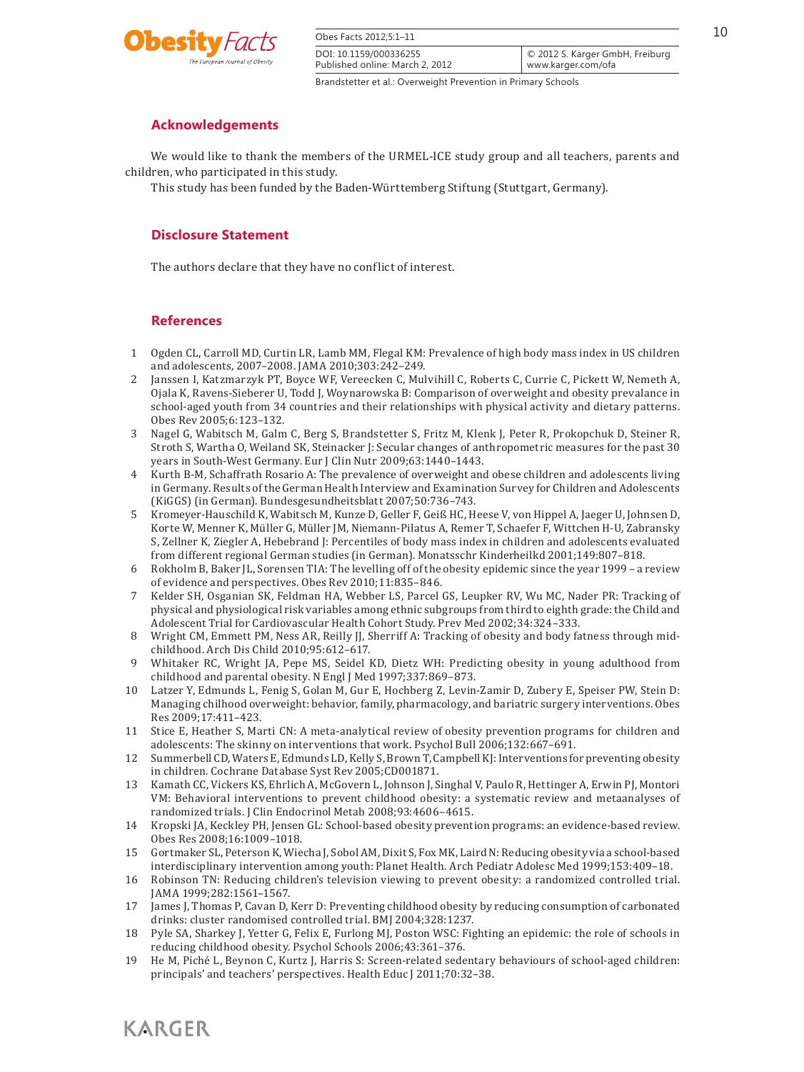## Acknowledgements

We would like to thank the members of the URMEL-ICE study group and all teachers, parents and children, who participated in this study.

This study has been funded by the Baden-Württemberg Stiftung (Stuttgart, Germany).

## Disclosure Statement

The authors declare that they have no conflict of interest.

## References

1. Ogden CL, Carroll MD, Curtin LR, Lamb MM, Flegal KM: Prevalence of high body mass index in US children and adolescents, 2007–2008. JAMA 2010;303:242–249.
2. Janssen I, Katzmarzyk PT, Boyce WF, Vereecken C, Mulvihill C, Roberts C, Currie C, Pickett W, Nemeth A, Ojala K, Ravens-Sieberer U, Todd J, Woynarowska B: Comparison of overweight and obesity prevalance in school-aged youth from 34 countries and their relationships with physical activity and dietary patterns. Obes Rev 2005;6:123–132.
3. Nagel G, Wabitsch M, Galm C, Berg S, Brandstetter S, Fritz M, Klenk J, Peter R, Prokopchuk D, Steiner R, Stroth S, Wartha O, Weiland SK, Steinacker J: Secular changes of anthropometric measures for the past 30 years in South-West Germany. Eur J Clin Nutr 2009;63:1440–1443.
4. Kurth B-M, Schaffrath Rosario A: The prevalence of overweight and obese children and adolescents living in Germany. Results of the German Health Interview and Examination Survey for Children and Adolescents (KiGGS) (in German). Bundesgesundheitsblatt 2007;50:736–743.
5. Kromeyer-Hauschild K, Wabitsch M, Kunze D, Geller F, Geiß HC, Heese V, von Hippel A, Jaeger U, Johnsen D, Korte W, Menner K, Müller G, Müller JM, Niemann-Pilatus A, Remer T, Schaefer F, Wittchen H-U, Zabransky S, Zellner K, Ziegler A, Hebebrand J: Percentiles of body mass index in children and adolescents evaluated from different regional German studies (in German). Monatsschr Kinderheilkd 2001;149:807–818.
6. Rokholm B, Baker JL, Sorensen TIA: The levelling off of the obesity epidemic since the year 1999 – a review of evidence and perspectives. Obes Rev 2010;11:835–846.
7. Kelder SH, Osganian SK, Feldman HA, Webber LS, Parcel GS, Leupker RV, Wu MC, Nader PR: Tracking of physical and physiological risk variables among ethnic subgroups from third to eighth grade: the Child and Adolescent Trial for Cardiovascular Health Cohort Study. Prev Med 2002;34:324–333.
8. Wright CM, Emmett PM, Ness AR, Reilly JJ, Sherriff A: Tracking of obesity and body fatness through mid-childhood. Arch Dis Child 2010;95:612–617.
9. Whitaker RC, Wright JA, Pepe MS, Seidel KD, Dietz WH: Predicting obesity in young adulthood from childhood and parental obesity. N Engl J Med 1997;337:869–873.
10. Latzer Y, Edmunds L, Fenig S, Golan M, Gur E, Hochberg Z, Levin-Zamir D, Zubery E, Speiser PW, Stein D: Managing chilhood overweight: behavior, family, pharmacology, and bariatric surgery interventions. Obes Res 2009;17:411–423.
11. Stice E, Heather S, Marti CN: A meta-analytical review of obesity prevention programs for children and adolescents: The skinny on interventions that work. Psychol Bull 2006;132:667–691.
12. Summerbell CD, Waters E, Edmunds LD, Kelly S, Brown T, Campbell KJ: Interventions for preventing obesity in children. Cochrane Database Syst Rev 2005;CD001871.
13. Kamath CC, Vickers KS, Ehrlich A, McGovern L, Johnson J, Singhal V, Paulo R, Hettinger A, Erwin PJ, Montori VM: Behavioral interventions to prevent childhood obesity: a systematic review and metaanalyses of randomized trials. J Clin Endocrinol Metab 2008;93:4606–4615.
14. Kropski JA, Keckley PH, Jensen GL: School-based obesity prevention programs: an evidence-based review. Obes Res 2008;16:1009–1018.
15. Gortmaker SL, Peterson K, Wiecha J, Sobol AM, Dixit S, Fox MK, Laird N: Reducing obesity via a school-based interdisciplinary intervention among youth: Planet Health. Arch Pediatr Adolesc Med 1999;153:409–18.
16. Robinson TN: Reducing children's television viewing to prevent obesity: a randomized controlled trial. JAMA 1999;282:1561–1567.
17. James J, Thomas P, Cavan D, Kerr D: Preventing childhood obesity by reducing consumption of carbonated drinks: cluster randomised controlled trial. BMJ 2004;328:1237.
18. Pyle SA, Sharkey J, Yetter G, Felix E, Furlong MJ, Poston WSC: Fighting an epidemic: the role of schools in reducing childhood obesity. Psychol Schools 2006;43:361–376.
19. He M, Piché L, Beynon C, Kurtz J, Harris S: Screen-related sedentary behaviours of school-aged children: principals' and teachers' perspectives. Health Educ J 2011;70:32–38.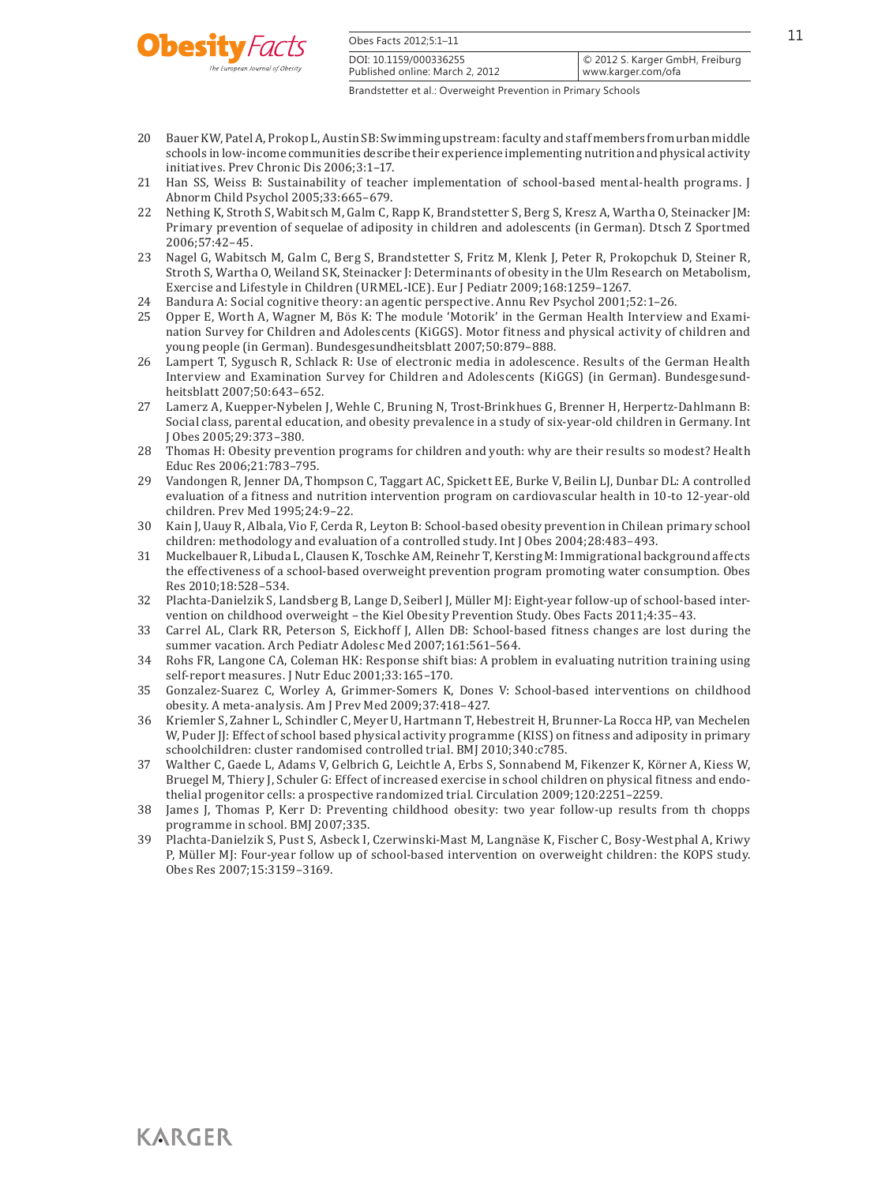20 Bauer KW, Patel A, Prokop L, Austin SB: Swimming upstream: faculty and staff members from urban middle schools in low-income communities describe their experience implementing nutrition and physical activity initiatives. Prev Chronic Dis 2006;3:1–17.
21 Han SS, Weiss B: Sustainability of teacher implementation of school-based mental-health programs. J Abnorm Child Psychol 2005;33:665–679.
22 Nething K, Stroth S, Wabitsch M, Galm C, Rapp K, Brandstetter S, Berg S, Kresz A, Wartha O, Steinacker JM: Primary prevention of sequelae of adiposity in children and adolescents (in German). Dtsch Z Sportmed 2006;57:42–45.
23 Nagel G, Wabitsch M, Galm C, Berg S, Brandstetter S, Fritz M, Klenk J, Peter R, Prokopchuk D, Steiner R, Stroth S, Wartha O, Weiland SK, Steinacker J: Determinants of obesity in the Ulm Research on Metabolism, Exercise and Lifestyle in Children (URMEL-ICE). Eur J Pediatr 2009;168:1259–1267.
24 Bandura A: Social cognitive theory: an agentic perspective. Annu Rev Psychol 2001;52:1–26.
25 Opper E, Worth A, Wagner M, Bös K: The module 'Motorik' in the German Health Interview and Examination Survey for Children and Adolescents (KiGGS). Motor fitness and physical activity of children and young people (in German). Bundesgesundheitsblatt 2007;50:879–888.
26 Lampert T, Sygusch R, Schlack R: Use of electronic media in adolescence. Results of the German Health Interview and Examination Survey for Children and Adolescents (KiGGS) (in German). Bundesgesundheitsblatt 2007;50:643–652.
27 Lamerz A, Kuepper-Nybelen J, Wehle C, Bruning N, Trost-Brinkhues G, Brenner H, Herpertz-Dahlmann B: Social class, parental education, and obesity prevalence in a study of six-year-old children in Germany. Int J Obes 2005;29:373–380.
28 Thomas H: Obesity prevention programs for children and youth: why are their results so modest? Health Educ Res 2006;21:783–795.
29 Vandongen R, Jenner DA, Thompson C, Taggart AC, Spickett EE, Burke V, Beilin LJ, Dunbar DL: A controlled evaluation of a fitness and nutrition intervention program on cardiovascular health in 10-to 12-year-old children. Prev Med 1995;24:9–22.
30 Kain J, Uauy R, Albala, Vio F, Cerda R, Leyton B: School-based obesity prevention in Chilean primary school children: methodology and evaluation of a controlled study. Int J Obes 2004;28:483–493.
31 Muckelbauer R, Libuda L, Clausen K, Toschke AM, Reinehr T, Kersting M: Immigrational background affects the effectiveness of a school-based overweight prevention program promoting water consumption. Obes Res 2010;18:528–534.
32 Plachta-Danielzik S, Landsberg B, Lange D, Seiberl J, Müller MJ: Eight-year follow-up of school-based intervention on childhood overweight – the Kiel Obesity Prevention Study. Obes Facts 2011;4:35–43.
33 Carrel AL, Clark RR, Peterson S, Eickhoff J, Allen DB: School-based fitness changes are lost during the summer vacation. Arch Pediatr Adolesc Med 2007;161:561–564.
34 Rohs FR, Langone CA, Coleman HK: Response shift bias: A problem in evaluating nutrition training using self-report measures. J Nutr Educ 2001;33:165–170.
35 Gonzalez-Suarez C, Worley A, Grimmer-Somers K, Dones V: School-based interventions on childhood obesity. A meta-analysis. Am J Prev Med 2009;37:418–427.
36 Kriemler S, Zahner L, Schindler C, Meyer U, Hartmann T, Hebestreit H, Brunner-La Rocca HP, van Mechelen W, Puder JJ: Effect of school based physical activity programme (KISS) on fitness and adiposity in primary schoolchildren: cluster randomised controlled trial. BMJ 2010;340:c785.
37 Walther C, Gaede L, Adams V, Gelbrich G, Leichtle A, Erbs S, Sonnabend M, Fikenzer K, Körner A, Kiess W, Bruegel M, Thiery J, Schuler G: Effect of increased exercise in school children on physical fitness and endothelial progenitor cells: a prospective randomized trial. Circulation 2009;120:2251–2259.
38 James J, Thomas P, Kerr D: Preventing childhood obesity: two year follow-up results from th chopps programme in school. BMJ 2007;335.
39 Plachta-Danielzik S, Pust S, Asbeck I, Czerwinski-Mast M, Langnäse K, Fischer C, Bosy-Westphal A, Kriwy P, Müller MJ: Four-year follow up of school-based intervention on overweight children: the KOPS study. Obes Res 2007;15:3159–3169.